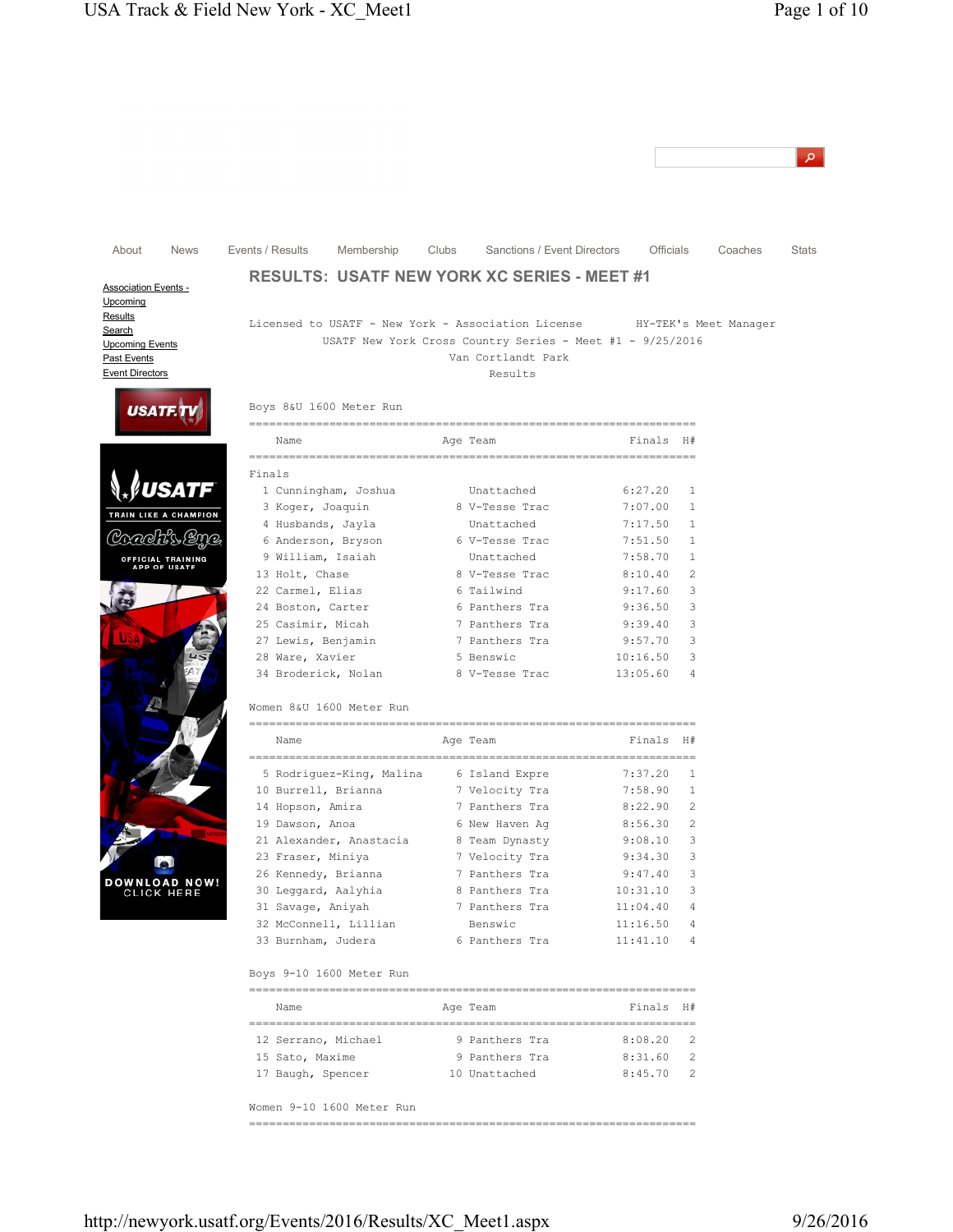About News Events / Results Membership Clubs Sanctions / Event Directors Officials Coaches Stats

Association Events - Upcoming
Results
Search
Upcoming Events
Past Events
Event Directors

# RESULTS: USATF NEW YORK XC SERIES - MEET #1

Licensed to USATF - New York - Association License HY-TEK's Meet Manager
USATF New York Cross Country Series - Meet #1 - 9/25/2016
Van Cortlandt Park
Results

## Boys 8&U 1600 Meter Run

Finals

| Place | Name | Age | Team | Finals | H# |
|---|---|---|---|---|---|
| 1 | Cunningham, Joshua | | Unattached | 6:27.20 | 1 |
| 3 | Koger, Joaquin | 8 | V-Tesse Trac | 7:07.00 | 1 |
| 4 | Husbands, Jayla | | Unattached | 7:17.50 | 1 |
| 6 | Anderson, Bryson | 6 | V-Tesse Trac | 7:51.50 | 1 |
| 9 | William, Isaiah | | Unattached | 7:58.70 | 1 |
| 13 | Holt, Chase | 8 | V-Tesse Trac | 8:10.40 | 2 |
| 22 | Carmel, Elias | 6 | Tailwind | 9:17.60 | 3 |
| 24 | Boston, Carter | 6 | Panthers Tra | 9:36.50 | 3 |
| 25 | Casimir, Micah | 7 | Panthers Tra | 9:39.40 | 3 |
| 27 | Lewis, Benjamin | 7 | Panthers Tra | 9:57.70 | 3 |
| 28 | Ware, Xavier | 5 | Benswic | 10:16.50 | 3 |
| 34 | Broderick, Nolan | 8 | V-Tesse Trac | 13:05.60 | 4 |

## Women 8&U 1600 Meter Run

| Place | Name | Age | Team | Finals | H# |
|---|---|---|---|---|---|
| 5 | Rodriguez-King, Malina | 6 | Island Expre | 7:37.20 | 1 |
| 10 | Burrell, Brianna | 7 | Velocity Tra | 7:58.90 | 1 |
| 14 | Hopson, Amira | 7 | Panthers Tra | 8:22.90 | 2 |
| 19 | Dawson, Anoa | 6 | New Haven Ag | 8:56.30 | 2 |
| 21 | Alexander, Anastacia | 8 | Team Dynasty | 9:08.10 | 3 |
| 23 | Fraser, Miniya | 7 | Velocity Tra | 9:34.30 | 3 |
| 26 | Kennedy, Brianna | 7 | Panthers Tra | 9:47.40 | 3 |
| 30 | Leggard, Aalyhia | 8 | Panthers Tra | 10:31.10 | 3 |
| 31 | Savage, Aniyah | 7 | Panthers Tra | 11:04.40 | 4 |
| 32 | McConnell, Lillian | | Benswic | 11:16.50 | 4 |
| 33 | Burnham, Judera | 6 | Panthers Tra | 11:41.10 | 4 |

## Boys 9-10 1600 Meter Run

| Place | Name | Age | Team | Finals | H# |
|---|---|---|---|---|---|
| 12 | Serrano, Michael | 9 | Panthers Tra | 8:08.20 | 2 |
| 15 | Sato, Maxime | 9 | Panthers Tra | 8:31.60 | 2 |
| 17 | Baugh, Spencer | 10 | Unattached | 8:45.70 | 2 |

## Women 9-10 1600 Meter Run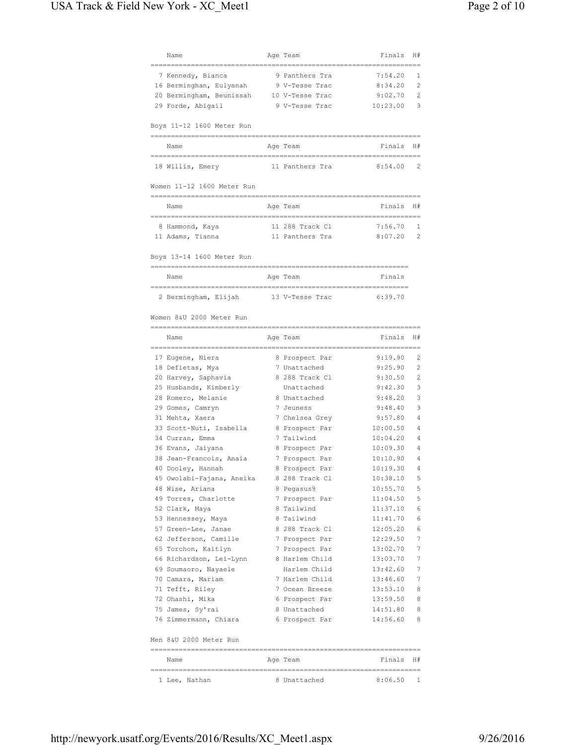| | Name | Age | Team | Finals | H# |
|---|---|---|---|---|---|
| 7 | Kennedy, Bianca | 9 | Panthers Tra | 7:54.20 | 1 |
| 16 | Bermingham, Eulyanah | 9 | V-Tesse Trac | 8:34.20 | 2 |
| 20 | Bermingham, Beunissah | 10 | V-Tesse Trac | 9:02.70 | 2 |
| 29 | Forde, Abigail | 9 | V-Tesse Trac | 10:23.00 | 3 |

Boys 11-12 1600 Meter Run

| | Name | Age | Team | Finals | H# |
|---|---|---|---|---|---|
| 18 | Willis, Emery | 11 | Panthers Tra | 8:54.00 | 2 |

Women 11-12 1600 Meter Run

| | Name | Age | Team | Finals | H# |
|---|---|---|---|---|---|
| 8 | Hammond, Kaya | 11 | 288 Track Cl | 7:56.70 | 1 |
| 11 | Adams, Tianna | 11 | Panthers Tra | 8:07.20 | 2 |

Boys 13-14 1600 Meter Run

| | Name | Age | Team | Finals |
|---|---|---|---|---|
| 2 | Bermingham, Elijah | 13 | V-Tesse Trac | 6:39.70 |

Women 8&U 2000 Meter Run

| | Name | Age | Team | Finals | H# |
|---|---|---|---|---|---|
| 17 | Eugene, Niera | 8 | Prospect Par | 9:19.90 | 2 |
| 18 | Defietas, Mya | 7 | Unattached | 9:25.90 | 2 |
| 20 | Harvey, Saphavia | 8 | 288 Track Cl | 9:30.50 | 2 |
| 25 | Husbands, Kimberly | | Unattached | 9:42.30 | 3 |
| 28 | Romero, Melanie | 8 | Unattached | 9:48.20 | 3 |
| 29 | Gomes, Camryn | 7 | Jeuness | 9:48.40 | 3 |
| 31 | Mehta, Xaera | 7 | Chelsea Grey | 9:57.80 | 4 |
| 33 | Scott-Nuti, Isabella | 8 | Prospect Par | 10:00.50 | 4 |
| 34 | Curran, Emma | 7 | Tailwind | 10:04.20 | 4 |
| 36 | Evans, Jaiyana | 8 | Prospect Par | 10:09.30 | 4 |
| 38 | Jean-Francois, Anaia | 7 | Prospect Par | 10:10.90 | 4 |
| 40 | Dooley, Hannah | 8 | Prospect Par | 10:19.30 | 4 |
| 45 | Owolabi-Fajana, Aneika | 8 | 288 Track Cl | 10:38.10 | 5 |
| 48 | Wise, Ariana | 8 | Pegasus9 | 10:55.70 | 5 |
| 49 | Torres, Charlotte | 7 | Prospect Par | 11:04.50 | 5 |
| 52 | Clark, Maya | 8 | Tailwind | 11:37.10 | 6 |
| 53 | Hennessey, Maya | 8 | Tailwind | 11:41.70 | 6 |
| 57 | Green-Lee, Janae | 8 | 288 Track Cl | 12:05.20 | 6 |
| 62 | Jefferson, Camille | 7 | Prospect Par | 12:29.50 | 7 |
| 65 | Torchon, Kaitlyn | 7 | Prospect Par | 13:02.70 | 7 |
| 66 | Richardson, Lei-Lynn | 8 | Harlem Child | 13:03.70 | 7 |
| 69 | Soumaoro, Nayaele | | Harlem Child | 13:42.60 | 7 |
| 70 | Camara, Mariam | 7 | Harlem Child | 13:46.60 | 7 |
| 71 | Tefft, Riley | 7 | Ocean Breeze | 13:53.10 | 8 |
| 72 | Ohashi, Mika | 6 | Prospect Par | 13:59.50 | 8 |
| 75 | James, Sy'rai | 8 | Unattached | 14:51.80 | 8 |
| 76 | Zimmermann, Chiara | 6 | Prospect Par | 14:56.60 | 8 |

Men 8&U 2000 Meter Run

| | Name | Age | Team | Finals | H# |
|---|---|---|---|---|---|
| 1 | Lee, Nathan | 8 | Unattached | 8:06.50 | 1 |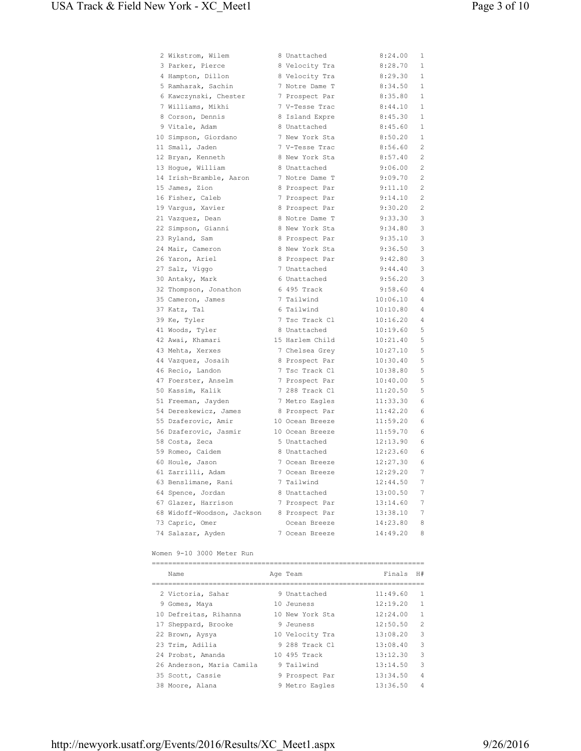| Place | Name | Age | Team | Finals | H# |
|---|---|---|---|---|---|
| 2 | Wikstrom, Wilem | 8 | Unattached | 8:24.00 | 1 |
| 3 | Parker, Pierce | 8 | Velocity Tra | 8:28.70 | 1 |
| 4 | Hampton, Dillon | 8 | Velocity Tra | 8:29.30 | 1 |
| 5 | Ramharak, Sachin | 7 | Notre Dame T | 8:34.50 | 1 |
| 6 | Kawczynski, Chester | 7 | Prospect Par | 8:35.80 | 1 |
| 7 | Williams, Mikhi | 7 | V-Tesse Trac | 8:44.10 | 1 |
| 8 | Corson, Dennis | 8 | Island Expre | 8:45.30 | 1 |
| 9 | Vitale, Adam | 8 | Unattached | 8:45.60 | 1 |
| 10 | Simpson, Giordano | 7 | New York Sta | 8:50.20 | 1 |
| 11 | Small, Jaden | 7 | V-Tesse Trac | 8:56.60 | 2 |
| 12 | Bryan, Kenneth | 8 | New York Sta | 8:57.40 | 2 |
| 13 | Hogue, William | 8 | Unattached | 9:06.00 | 2 |
| 14 | Irish-Bramble, Aaron | 7 | Notre Dame T | 9:09.70 | 2 |
| 15 | James, Zion | 8 | Prospect Par | 9:11.10 | 2 |
| 16 | Fisher, Caleb | 7 | Prospect Par | 9:14.10 | 2 |
| 19 | Vargus, Xavier | 8 | Prospect Par | 9:30.20 | 2 |
| 21 | Vazquez, Dean | 8 | Notre Dame T | 9:33.30 | 3 |
| 22 | Simpson, Gianni | 8 | New York Sta | 9:34.80 | 3 |
| 23 | Ryland, Sam | 8 | Prospect Par | 9:35.10 | 3 |
| 24 | Mair, Cameron | 8 | New York Sta | 9:36.50 | 3 |
| 26 | Yaron, Ariel | 8 | Prospect Par | 9:42.80 | 3 |
| 27 | Salz, Viggo | 7 | Unattached | 9:44.40 | 3 |
| 30 | Antaky, Mark | 6 | Unattached | 9:56.20 | 3 |
| 32 | Thompson, Jonathon | 6 | 495 Track | 9:58.60 | 4 |
| 35 | Cameron, James | 7 | Tailwind | 10:06.10 | 4 |
| 37 | Katz, Tal | 6 | Tailwind | 10:10.80 | 4 |
| 39 | Ke, Tyler | 7 | Tsc Track Cl | 10:16.20 | 4 |
| 41 | Woods, Tyler | 8 | Unattached | 10:19.60 | 5 |
| 42 | Awai, Khamari | 15 | Harlem Child | 10:21.40 | 5 |
| 43 | Mehta, Xerxes | 7 | Chelsea Grey | 10:27.10 | 5 |
| 44 | Vazquez, Josaih | 8 | Prospect Par | 10:30.40 | 5 |
| 46 | Recio, Landon | 7 | Tsc Track Cl | 10:38.80 | 5 |
| 47 | Foerster, Anselm | 7 | Prospect Par | 10:40.00 | 5 |
| 50 | Kassim, Kalik | 7 | 288 Track Cl | 11:20.50 | 5 |
| 51 | Freeman, Jayden | 7 | Metro Eagles | 11:33.30 | 6 |
| 54 | Dereskewicz, James | 8 | Prospect Par | 11:42.20 | 6 |
| 55 | Dzaferovic, Amir | 10 | Ocean Breeze | 11:59.20 | 6 |
| 56 | Dzaferovic, Jasmir | 10 | Ocean Breeze | 11:59.70 | 6 |
| 58 | Costa, Zeca | 5 | Unattached | 12:13.90 | 6 |
| 59 | Romeo, Caidem | 8 | Unattached | 12:23.60 | 6 |
| 60 | Houle, Jason | 7 | Ocean Breeze | 12:27.30 | 6 |
| 61 | Zarrilli, Adam | 7 | Ocean Breeze | 12:29.20 | 7 |
| 63 | Benslimane, Rani | 7 | Tailwind | 12:44.50 | 7 |
| 64 | Spence, Jordan | 8 | Unattached | 13:00.50 | 7 |
| 67 | Glazer, Harrison | 7 | Prospect Par | 13:14.60 | 7 |
| 68 | Widoff-Woodson, Jackson | 8 | Prospect Par | 13:38.10 | 7 |
| 73 | Capric, Omer | | Ocean Breeze | 14:23.80 | 8 |
| 74 | Salazar, Ayden | 7 | Ocean Breeze | 14:49.20 | 8 |

## Women 9-10 3000 Meter Run

| Place | Name | Age | Team | Finals | H# |
|---|---|---|---|---|---|
| 2 | Victoria, Sahar | 9 | Unattached | 11:49.60 | 1 |
| 9 | Gomes, Maya | 10 | Jeuness | 12:19.20 | 1 |
| 10 | Defreitas, Rihanna | 10 | New York Sta | 12:24.00 | 1 |
| 17 | Sheppard, Brooke | 9 | Jeuness | 12:50.50 | 2 |
| 22 | Brown, Aysya | 10 | Velocity Tra | 13:08.20 | 3 |
| 23 | Trim, Adilia | 9 | 288 Track Cl | 13:08.40 | 3 |
| 24 | Probst, Amanda | 10 | 495 Track | 13:12.30 | 3 |
| 26 | Anderson, Maria Camila | 9 | Tailwind | 13:14.50 | 3 |
| 35 | Scott, Cassie | 9 | Prospect Par | 13:34.50 | 4 |
| 38 | Moore, Alana | 9 | Metro Eagles | 13:36.50 | 4 |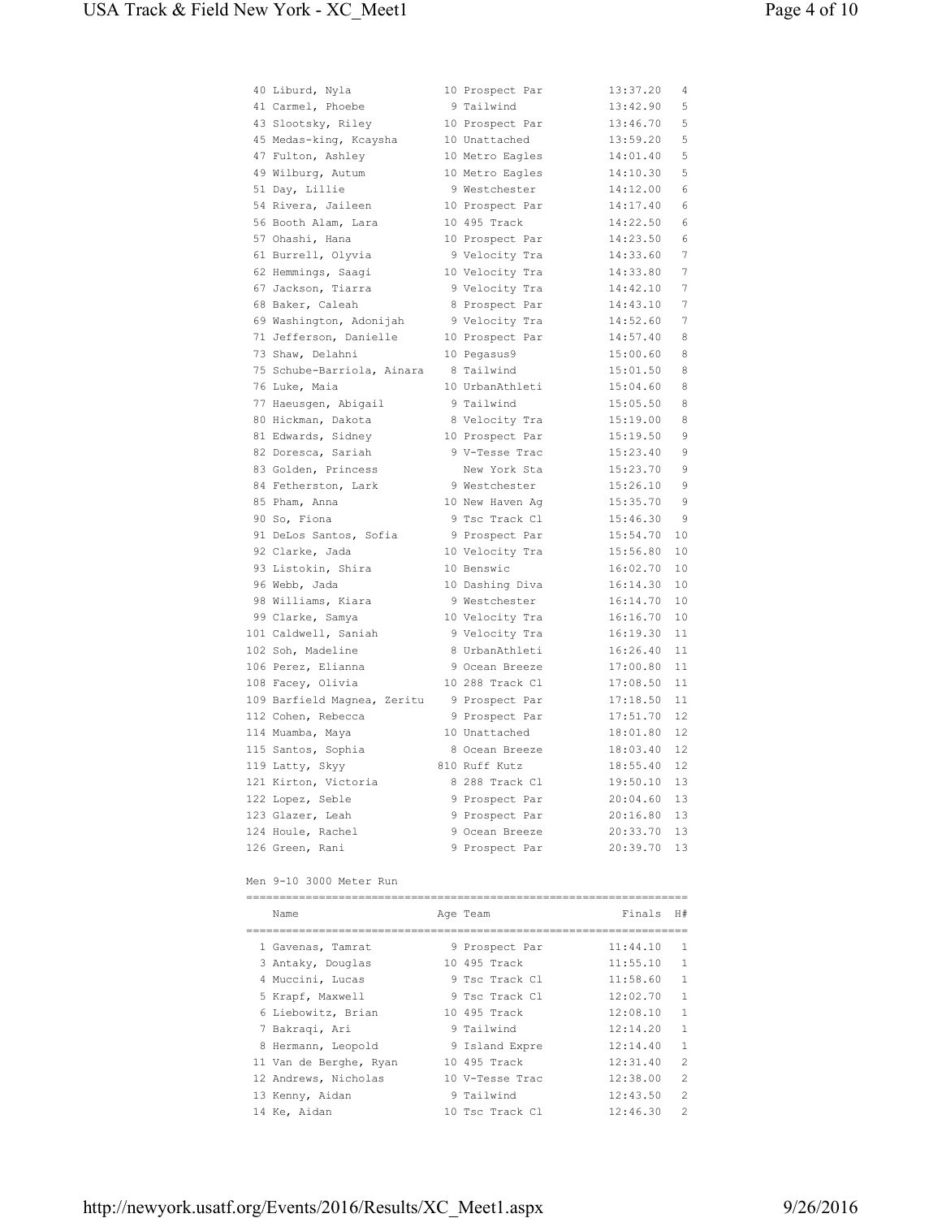| Place | Name | Age | Team | Finals | H# |
|---|---|---|---|---|---|
| 40 | Liburd, Nyla | 10 | Prospect Par | 13:37.20 | 4 |
| 41 | Carmel, Phoebe | 9 | Tailwind | 13:42.90 | 5 |
| 43 | Slootsky, Riley | 10 | Prospect Par | 13:46.70 | 5 |
| 45 | Medas-king, Kcaysha | 10 | Unattached | 13:59.20 | 5 |
| 47 | Fulton, Ashley | 10 | Metro Eagles | 14:01.40 | 5 |
| 49 | Wilburg, Autum | 10 | Metro Eagles | 14:10.30 | 5 |
| 51 | Day, Lillie | 9 | Westchester | 14:12.00 | 6 |
| 54 | Rivera, Jaileen | 10 | Prospect Par | 14:17.40 | 6 |
| 56 | Booth Alam, Lara | 10 | 495 Track | 14:22.50 | 6 |
| 57 | Ohashi, Hana | 10 | Prospect Par | 14:23.50 | 6 |
| 61 | Burrell, Olyvia | 9 | Velocity Tra | 14:33.60 | 7 |
| 62 | Hemmings, Saagi | 10 | Velocity Tra | 14:33.80 | 7 |
| 67 | Jackson, Tiarra | 9 | Velocity Tra | 14:42.10 | 7 |
| 68 | Baker, Caleah | 8 | Prospect Par | 14:43.10 | 7 |
| 69 | Washington, Adonijah | 9 | Velocity Tra | 14:52.60 | 7 |
| 71 | Jefferson, Danielle | 10 | Prospect Par | 14:57.40 | 8 |
| 73 | Shaw, Delahni | 10 | Pegasus9 | 15:00.60 | 8 |
| 75 | Schube-Barriola, Ainara | 8 | Tailwind | 15:01.50 | 8 |
| 76 | Luke, Maia | 10 | UrbanAthleti | 15:04.60 | 8 |
| 77 | Haeusgen, Abigail | 9 | Tailwind | 15:05.50 | 8 |
| 80 | Hickman, Dakota | 8 | Velocity Tra | 15:19.00 | 8 |
| 81 | Edwards, Sidney | 10 | Prospect Par | 15:19.50 | 9 |
| 82 | Doresca, Sariah | 9 | V-Tesse Trac | 15:23.40 | 9 |
| 83 | Golden, Princess | | New York Sta | 15:23.70 | 9 |
| 84 | Fetherston, Lark | 9 | Westchester | 15:26.10 | 9 |
| 85 | Pham, Anna | 10 | New Haven Ag | 15:35.70 | 9 |
| 90 | So, Fiona | 9 | Tsc Track Cl | 15:46.30 | 9 |
| 91 | DeLos Santos, Sofia | 9 | Prospect Par | 15:54.70 | 10 |
| 92 | Clarke, Jada | 10 | Velocity Tra | 15:56.80 | 10 |
| 93 | Listokin, Shira | 10 | Benswic | 16:02.70 | 10 |
| 96 | Webb, Jada | 10 | Dashing Diva | 16:14.30 | 10 |
| 98 | Williams, Kiara | 9 | Westchester | 16:14.70 | 10 |
| 99 | Clarke, Samya | 10 | Velocity Tra | 16:16.70 | 10 |
| 101 | Caldwell, Saniah | 9 | Velocity Tra | 16:19.30 | 11 |
| 102 | Soh, Madeline | 8 | UrbanAthleti | 16:26.40 | 11 |
| 106 | Perez, Elianna | 9 | Ocean Breeze | 17:00.80 | 11 |
| 108 | Facey, Olivia | 10 | 288 Track Cl | 17:08.50 | 11 |
| 109 | Barfield Magnea, Zeritu | 9 | Prospect Par | 17:18.50 | 11 |
| 112 | Cohen, Rebecca | 9 | Prospect Par | 17:51.70 | 12 |
| 114 | Muamba, Maya | 10 | Unattached | 18:01.80 | 12 |
| 115 | Santos, Sophia | 8 | Ocean Breeze | 18:03.40 | 12 |
| 119 | Latty, Skyy | 810 | Ruff Kutz | 18:55.40 | 12 |
| 121 | Kirton, Victoria | 8 | 288 Track Cl | 19:50.10 | 13 |
| 122 | Lopez, Seble | 9 | Prospect Par | 20:04.60 | 13 |
| 123 | Glazer, Leah | 9 | Prospect Par | 20:16.80 | 13 |
| 124 | Houle, Rachel | 9 | Ocean Breeze | 20:33.70 | 13 |
| 126 | Green, Rani | 9 | Prospect Par | 20:39.70 | 13 |

## Men 9-10 3000 Meter Run

| Place | Name | Age | Team | Finals | H# |
|---|---|---|---|---|---|
| 1 | Gavenas, Tamrat | 9 | Prospect Par | 11:44.10 | 1 |
| 3 | Antaky, Douglas | 10 | 495 Track | 11:55.10 | 1 |
| 4 | Muccini, Lucas | 9 | Tsc Track Cl | 11:58.60 | 1 |
| 5 | Krapf, Maxwell | 9 | Tsc Track Cl | 12:02.70 | 1 |
| 6 | Liebowitz, Brian | 10 | 495 Track | 12:08.10 | 1 |
| 7 | Bakraqi, Ari | 9 | Tailwind | 12:14.20 | 1 |
| 8 | Hermann, Leopold | 9 | Island Expre | 12:14.40 | 1 |
| 11 | Van de Berghe, Ryan | 10 | 495 Track | 12:31.40 | 2 |
| 12 | Andrews, Nicholas | 10 | V-Tesse Trac | 12:38.00 | 2 |
| 13 | Kenny, Aidan | 9 | Tailwind | 12:43.50 | 2 |
| 14 | Ke, Aidan | 10 | Tsc Track Cl | 12:46.30 | 2 |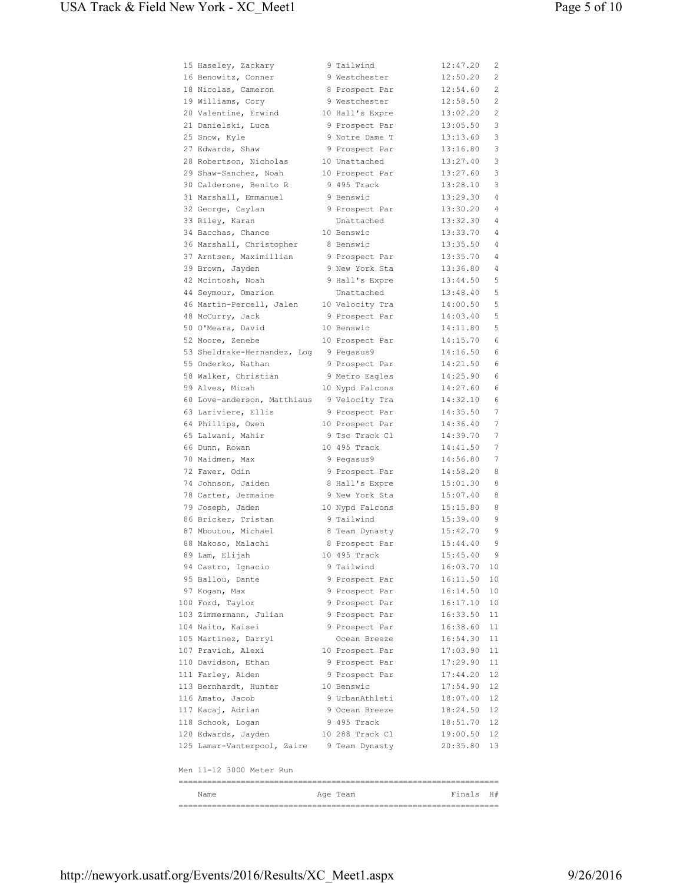| Place | Name | Age | Team | Finals | H# |
|---|---|---|---|---|---|
| 15 | Haseley, Zackary | 9 | Tailwind | 12:47.20 | 2 |
| 16 | Benowitz, Conner | 9 | Westchester | 12:50.20 | 2 |
| 18 | Nicolas, Cameron | 8 | Prospect Par | 12:54.60 | 2 |
| 19 | Williams, Cory | 9 | Westchester | 12:58.50 | 2 |
| 20 | Valentine, Erwind | 10 | Hall's Expre | 13:02.20 | 2 |
| 21 | Danielski, Luca | 9 | Prospect Par | 13:05.50 | 3 |
| 25 | Snow, Kyle | 9 | Notre Dame T | 13:13.60 | 3 |
| 27 | Edwards, Shaw | 9 | Prospect Par | 13:16.80 | 3 |
| 28 | Robertson, Nicholas | 10 | Unattached | 13:27.40 | 3 |
| 29 | Shaw-Sanchez, Noah | 10 | Prospect Par | 13:27.60 | 3 |
| 30 | Calderone, Benito R | 9 | 495 Track | 13:28.10 | 3 |
| 31 | Marshall, Emmanuel | 9 | Benswic | 13:29.30 | 4 |
| 32 | George, Caylan | 9 | Prospect Par | 13:30.20 | 4 |
| 33 | Riley, Karan | | Unattached | 13:32.30 | 4 |
| 34 | Bacchas, Chance | 10 | Benswic | 13:33.70 | 4 |
| 36 | Marshall, Christopher | 8 | Benswic | 13:35.50 | 4 |
| 37 | Arntsen, Maximillian | 9 | Prospect Par | 13:35.70 | 4 |
| 39 | Brown, Jayden | 9 | New York Sta | 13:36.80 | 4 |
| 42 | Mcintosh, Noah | 9 | Hall's Expre | 13:44.50 | 5 |
| 44 | Seymour, Omarion | | Unattached | 13:48.40 | 5 |
| 46 | Martin-Percell, Jalen | 10 | Velocity Tra | 14:00.50 | 5 |
| 48 | McCurry, Jack | 9 | Prospect Par | 14:03.40 | 5 |
| 50 | O'Meara, David | 10 | Benswic | 14:11.80 | 5 |
| 52 | Moore, Zenebe | 10 | Prospect Par | 14:15.70 | 6 |
| 53 | Sheldrake-Hernandez, Log | 9 | Pegasus9 | 14:16.50 | 6 |
| 55 | Onderko, Nathan | 9 | Prospect Par | 14:21.50 | 6 |
| 58 | Walker, Christian | 9 | Metro Eagles | 14:25.90 | 6 |
| 59 | Alves, Micah | 10 | Nypd Falcons | 14:27.60 | 6 |
| 60 | Love-anderson, Matthiaus | 9 | Velocity Tra | 14:32.10 | 6 |
| 63 | Lariviere, Ellis | 9 | Prospect Par | 14:35.50 | 7 |
| 64 | Phillips, Owen | 10 | Prospect Par | 14:36.40 | 7 |
| 65 | Lalwani, Mahir | 9 | Tsc Track Cl | 14:39.70 | 7 |
| 66 | Dunn, Rowan | 10 | 495 Track | 14:41.50 | 7 |
| 70 | Maidmen, Max | 9 | Pegasus9 | 14:56.80 | 7 |
| 72 | Fawer, Odin | 9 | Prospect Par | 14:58.20 | 8 |
| 74 | Johnson, Jaiden | 8 | Hall's Expre | 15:01.30 | 8 |
| 78 | Carter, Jermaine | 9 | New York Sta | 15:07.40 | 8 |
| 79 | Joseph, Jaden | 10 | Nypd Falcons | 15:15.80 | 8 |
| 86 | Bricker, Tristan | 9 | Tailwind | 15:39.40 | 9 |
| 87 | Mboutou, Michael | 8 | Team Dynasty | 15:42.70 | 9 |
| 88 | Makoso, Malachi | 8 | Prospect Par | 15:44.40 | 9 |
| 89 | Lam, Elijah | 10 | 495 Track | 15:45.40 | 9 |
| 94 | Castro, Ignacio | 9 | Tailwind | 16:03.70 | 10 |
| 95 | Ballou, Dante | 9 | Prospect Par | 16:11.50 | 10 |
| 97 | Kogan, Max | 9 | Prospect Par | 16:14.50 | 10 |
| 100 | Ford, Taylor | 9 | Prospect Par | 16:17.10 | 10 |
| 103 | Zimmermann, Julian | 9 | Prospect Par | 16:33.50 | 11 |
| 104 | Naito, Kaisei | 9 | Prospect Par | 16:38.60 | 11 |
| 105 | Martinez, Darryl | | Ocean Breeze | 16:54.30 | 11 |
| 107 | Pravich, Alexi | 10 | Prospect Par | 17:03.90 | 11 |
| 110 | Davidson, Ethan | 9 | Prospect Par | 17:29.90 | 11 |
| 111 | Farley, Aiden | 9 | Prospect Par | 17:44.20 | 12 |
| 113 | Bernhardt, Hunter | 10 | Benswic | 17:54.90 | 12 |
| 116 | Amato, Jacob | 9 | UrbanAthleti | 18:07.40 | 12 |
| 117 | Kacaj, Adrian | 9 | Ocean Breeze | 18:24.50 | 12 |
| 118 | Schook, Logan | 9 | 495 Track | 18:51.70 | 12 |
| 120 | Edwards, Jayden | 10 | 288 Track Cl | 19:00.50 | 12 |
| 125 | Lamar-Vanterpool, Zaire | 9 | Team Dynasty | 20:35.80 | 13 |

Men 11-12 3000 Meter Run

| Name | Age | Team | Finals | H# |
|---|---|---|---|---|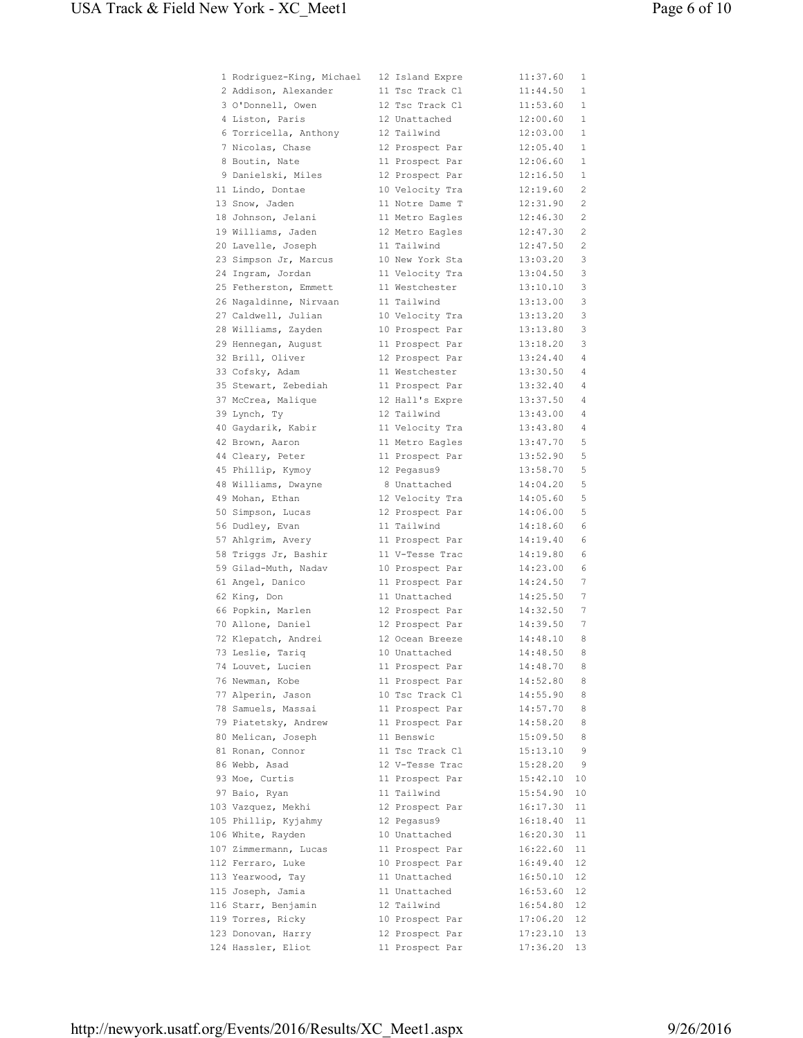```
  1 Rodriguez-King, Michael   12 Island Expre         11:37.60   1
  2 Addison, Alexander        11 Tsc Track Cl         11:44.50   1
  3 O'Donnell, Owen           12 Tsc Track Cl         11:53.60   1
  4 Liston, Paris             12 Unattached           12:00.60   1
  6 Torricella, Anthony       12 Tailwind             12:03.00   1
  7 Nicolas, Chase            12 Prospect Par         12:05.40   1
  8 Boutin, Nate              11 Prospect Par         12:06.60   1
  9 Danielski, Miles          12 Prospect Par         12:16.50   1
 11 Lindo, Dontae             10 Velocity Tra         12:19.60   2
 13 Snow, Jaden               11 Notre Dame T         12:31.90   2
 18 Johnson, Jelani           11 Metro Eagles         12:46.30   2
 19 Williams, Jaden           12 Metro Eagles         12:47.30   2
 20 Lavelle, Joseph           11 Tailwind             12:47.50   2
 23 Simpson Jr, Marcus        10 New York Sta         13:03.20   3
 24 Ingram, Jordan            11 Velocity Tra         13:04.50   3
 25 Fetherston, Emmett        11 Westchester          13:10.10   3
 26 Nagaldinne, Nirvaan       11 Tailwind             13:13.00   3
 27 Caldwell, Julian          10 Velocity Tra         13:13.20   3
 28 Williams, Zayden          10 Prospect Par         13:13.80   3
 29 Hennegan, August          11 Prospect Par         13:18.20   3
 32 Brill, Oliver             12 Prospect Par         13:24.40   4
 33 Cofsky, Adam              11 Westchester          13:30.50   4
 35 Stewart, Zebediah         11 Prospect Par         13:32.40   4
 37 McCrea, Malique           12 Hall's Expre         13:37.50   4
 39 Lynch, Ty                 12 Tailwind             13:43.00   4
 40 Gaydarik, Kabir           11 Velocity Tra         13:43.80   4
 42 Brown, Aaron              11 Metro Eagles         13:47.70   5
 44 Cleary, Peter             11 Prospect Par         13:52.90   5
 45 Phillip, Kymoy            12 Pegasus9             13:58.70   5
 48 Williams, Dwayne           8 Unattached           14:04.20   5
 49 Mohan, Ethan              12 Velocity Tra         14:05.60   5
 50 Simpson, Lucas            12 Prospect Par         14:06.00   5
 56 Dudley, Evan              11 Tailwind             14:18.60   6
 57 Ahlgrim, Avery            11 Prospect Par         14:19.40   6
 58 Triggs Jr, Bashir         11 V-Tesse Trac         14:19.80   6
 59 Gilad-Muth, Nadav         10 Prospect Par         14:23.00   6
 61 Angel, Danico             11 Prospect Par         14:24.50   7
 62 King, Don                 11 Unattached           14:25.50   7
 66 Popkin, Marlen            12 Prospect Par         14:32.50   7
 70 Allone, Daniel            12 Prospect Par         14:39.50   7
 72 Klepatch, Andrei          12 Ocean Breeze         14:48.10   8
 73 Leslie, Tariq             10 Unattached           14:48.50   8
 74 Louvet, Lucien            11 Prospect Par         14:48.70   8
 76 Newman, Kobe              11 Prospect Par         14:52.80   8
 77 Alperin, Jason            10 Tsc Track Cl         14:55.90   8
 78 Samuels, Massai           11 Prospect Par         14:57.70   8
 79 Piatetsky, Andrew         11 Prospect Par         14:58.20   8
 80 Melican, Joseph           11 Benswic              15:09.50   8
 81 Ronan, Connor             11 Tsc Track Cl         15:13.10   9
 86 Webb, Asad                12 V-Tesse Trac         15:28.20   9
 93 Moe, Curtis               11 Prospect Par         15:42.10  10
 97 Baio, Ryan                11 Tailwind             15:54.90  10
103 Vazquez, Mekhi            12 Prospect Par         16:17.30  11
105 Phillip, Kyjahmy          12 Pegasus9             16:18.40  11
106 White, Rayden             10 Unattached           16:20.30  11
107 Zimmermann, Lucas         11 Prospect Par         16:22.60  11
112 Ferraro, Luke             10 Prospect Par         16:49.40  12
113 Yearwood, Tay             11 Unattached           16:50.10  12
115 Joseph, Jamia             11 Unattached           16:53.60  12
116 Starr, Benjamin           12 Tailwind             16:54.80  12
119 Torres, Ricky             10 Prospect Par         17:06.20  12
123 Donovan, Harry            12 Prospect Par         17:23.10  13
124 Hassler, Eliot            11 Prospect Par         17:36.20  13
```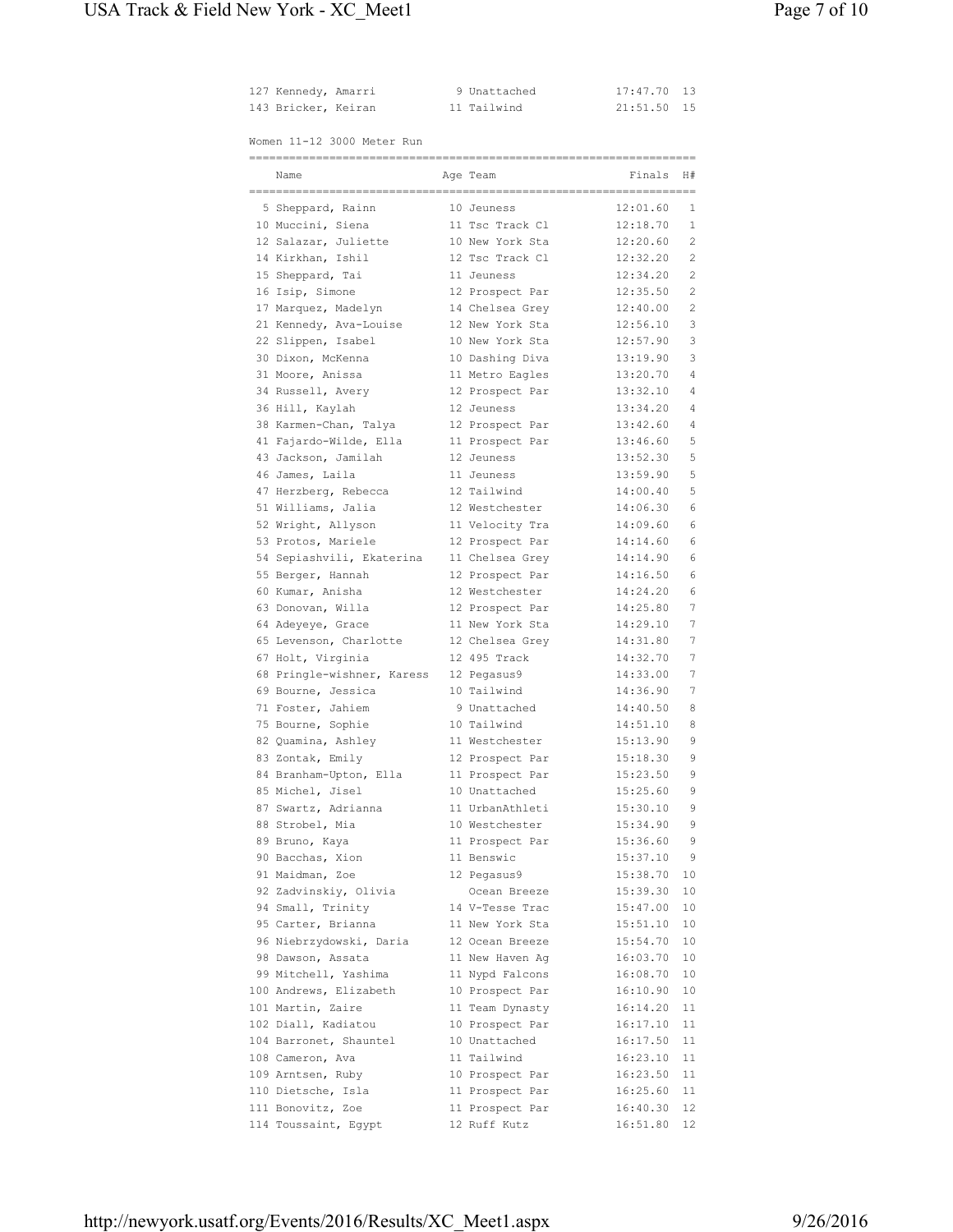| Place | Name | Age | Team | Finals | H# |
|---|---|---|---|---|---|
| 127 | Kennedy, Amarri | 9 | Unattached | 17:47.70 | 13 |
| 143 | Bricker, Keiran | 11 | Tailwind | 21:51.50 | 15 |

## Women 11-12 3000 Meter Run

| Place | Name | Age | Team | Finals | H# |
|---|---|---|---|---|---|
| 5 | Sheppard, Rainn | 10 | Jeuness | 12:01.60 | 1 |
| 10 | Muccini, Siena | 11 | Tsc Track Cl | 12:18.70 | 1 |
| 12 | Salazar, Juliette | 10 | New York Sta | 12:20.60 | 2 |
| 14 | Kirkhan, Ishil | 12 | Tsc Track Cl | 12:32.20 | 2 |
| 15 | Sheppard, Tai | 11 | Jeuness | 12:34.20 | 2 |
| 16 | Isip, Simone | 12 | Prospect Par | 12:35.50 | 2 |
| 17 | Marquez, Madelyn | 14 | Chelsea Grey | 12:40.00 | 2 |
| 21 | Kennedy, Ava-Louise | 12 | New York Sta | 12:56.10 | 3 |
| 22 | Slippen, Isabel | 10 | New York Sta | 12:57.90 | 3 |
| 30 | Dixon, McKenna | 10 | Dashing Diva | 13:19.90 | 3 |
| 31 | Moore, Anissa | 11 | Metro Eagles | 13:20.70 | 4 |
| 34 | Russell, Avery | 12 | Prospect Par | 13:32.10 | 4 |
| 36 | Hill, Kaylah | 12 | Jeuness | 13:34.20 | 4 |
| 38 | Karmen-Chan, Talya | 12 | Prospect Par | 13:42.60 | 4 |
| 41 | Fajardo-Wilde, Ella | 11 | Prospect Par | 13:46.60 | 5 |
| 43 | Jackson, Jamilah | 12 | Jeuness | 13:52.30 | 5 |
| 46 | James, Laila | 11 | Jeuness | 13:59.90 | 5 |
| 47 | Herzberg, Rebecca | 12 | Tailwind | 14:00.40 | 5 |
| 51 | Williams, Jalia | 12 | Westchester | 14:06.30 | 6 |
| 52 | Wright, Allyson | 11 | Velocity Tra | 14:09.60 | 6 |
| 53 | Protos, Mariele | 12 | Prospect Par | 14:14.60 | 6 |
| 54 | Sepiashvili, Ekaterina | 11 | Chelsea Grey | 14:14.90 | 6 |
| 55 | Berger, Hannah | 12 | Prospect Par | 14:16.50 | 6 |
| 60 | Kumar, Anisha | 12 | Westchester | 14:24.20 | 6 |
| 63 | Donovan, Willa | 12 | Prospect Par | 14:25.80 | 7 |
| 64 | Adeyeye, Grace | 11 | New York Sta | 14:29.10 | 7 |
| 65 | Levenson, Charlotte | 12 | Chelsea Grey | 14:31.80 | 7 |
| 67 | Holt, Virginia | 12 | 495 Track | 14:32.70 | 7 |
| 68 | Pringle-wishner, Karess | 12 | Pegasus9 | 14:33.00 | 7 |
| 69 | Bourne, Jessica | 10 | Tailwind | 14:36.90 | 7 |
| 71 | Foster, Jahiem | 9 | Unattached | 14:40.50 | 8 |
| 75 | Bourne, Sophie | 10 | Tailwind | 14:51.10 | 8 |
| 82 | Quamina, Ashley | 11 | Westchester | 15:13.90 | 9 |
| 83 | Zontak, Emily | 12 | Prospect Par | 15:18.30 | 9 |
| 84 | Branham-Upton, Ella | 11 | Prospect Par | 15:23.50 | 9 |
| 85 | Michel, Jisel | 10 | Unattached | 15:25.60 | 9 |
| 87 | Swartz, Adrianna | 11 | UrbanAthleti | 15:30.10 | 9 |
| 88 | Strobel, Mia | 10 | Westchester | 15:34.90 | 9 |
| 89 | Bruno, Kaya | 11 | Prospect Par | 15:36.60 | 9 |
| 90 | Bacchas, Xion | 11 | Benswic | 15:37.10 | 9 |
| 91 | Maidman, Zoe | 12 | Pegasus9 | 15:38.70 | 10 |
| 92 | Zadvinskiy, Olivia | | Ocean Breeze | 15:39.30 | 10 |
| 94 | Small, Trinity | 14 | V-Tesse Trac | 15:47.00 | 10 |
| 95 | Carter, Brianna | 11 | New York Sta | 15:51.10 | 10 |
| 96 | Niebrzydowski, Daria | 12 | Ocean Breeze | 15:54.70 | 10 |
| 98 | Dawson, Assata | 11 | New Haven Ag | 16:03.70 | 10 |
| 99 | Mitchell, Yashima | 11 | Nypd Falcons | 16:08.70 | 10 |
| 100 | Andrews, Elizabeth | 10 | Prospect Par | 16:10.90 | 10 |
| 101 | Martin, Zaire | 11 | Team Dynasty | 16:14.20 | 11 |
| 102 | Diall, Kadiatou | 10 | Prospect Par | 16:17.10 | 11 |
| 104 | Barronet, Shauntel | 10 | Unattached | 16:17.50 | 11 |
| 108 | Cameron, Ava | 11 | Tailwind | 16:23.10 | 11 |
| 109 | Arntsen, Ruby | 10 | Prospect Par | 16:23.50 | 11 |
| 110 | Dietsche, Isla | 11 | Prospect Par | 16:25.60 | 11 |
| 111 | Bonovitz, Zoe | 11 | Prospect Par | 16:40.30 | 12 |
| 114 | Toussaint, Egypt | 12 | Ruff Kutz | 16:51.80 | 12 |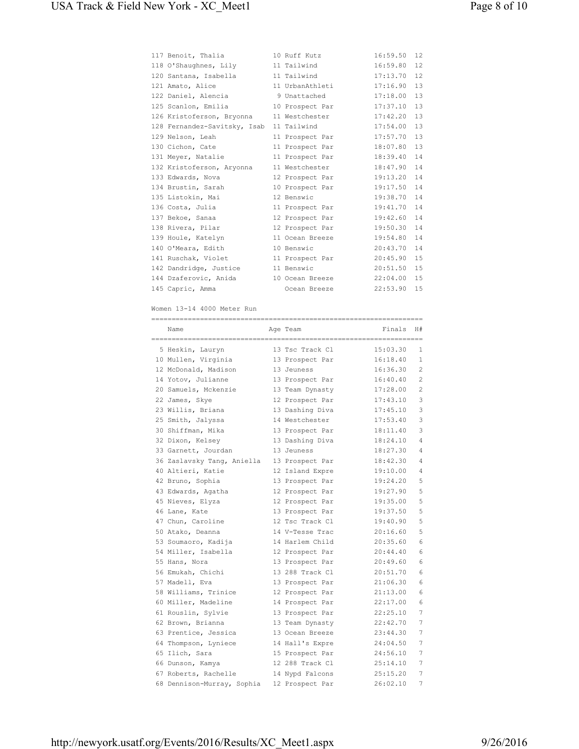| Place | Name | Age | Team | Finals | H# |
|---|---|---|---|---|---|
| 117 | Benoit, Thalia | 10 | Ruff Kutz | 16:59.50 | 12 |
| 118 | O'Shaughnes, Lily | 11 | Tailwind | 16:59.80 | 12 |
| 120 | Santana, Isabella | 11 | Tailwind | 17:13.70 | 12 |
| 121 | Amato, Alice | 11 | UrbanAthleti | 17:16.90 | 13 |
| 122 | Daniel, Alencia | 9 | Unattached | 17:18.00 | 13 |
| 125 | Scanlon, Emilia | 10 | Prospect Par | 17:37.10 | 13 |
| 126 | Kristoferson, Bryonna | 11 | Westchester | 17:42.20 | 13 |
| 128 | Fernandez-Savitsky, Isab | 11 | Tailwind | 17:54.00 | 13 |
| 129 | Nelson, Leah | 11 | Prospect Par | 17:57.70 | 13 |
| 130 | Cichon, Cate | 11 | Prospect Par | 18:07.80 | 13 |
| 131 | Meyer, Natalie | 11 | Prospect Par | 18:39.40 | 14 |
| 132 | Kristoferson, Aryonna | 11 | Westchester | 18:47.90 | 14 |
| 133 | Edwards, Nova | 12 | Prospect Par | 19:13.20 | 14 |
| 134 | Brustin, Sarah | 10 | Prospect Par | 19:17.50 | 14 |
| 135 | Listokin, Mai | 12 | Benswic | 19:38.70 | 14 |
| 136 | Costa, Julia | 11 | Prospect Par | 19:41.70 | 14 |
| 137 | Bekoe, Sanaa | 12 | Prospect Par | 19:42.60 | 14 |
| 138 | Rivera, Pilar | 12 | Prospect Par | 19:50.30 | 14 |
| 139 | Houle, Katelyn | 11 | Ocean Breeze | 19:54.80 | 14 |
| 140 | O'Meara, Edith | 10 | Benswic | 20:43.70 | 14 |
| 141 | Ruschak, Violet | 11 | Prospect Par | 20:45.90 | 15 |
| 142 | Dandridge, Justice | 11 | Benswic | 20:51.50 | 15 |
| 144 | Dzaferovic, Anida | 10 | Ocean Breeze | 22:04.00 | 15 |
| 145 | Capric, Amma | | Ocean Breeze | 22:53.90 | 15 |

Women 13-14 4000 Meter Run

| Place | Name | Age | Team | Finals | H# |
|---|---|---|---|---|---|
| 5 | Heskin, Lauryn | 13 | Tsc Track Cl | 15:03.30 | 1 |
| 10 | Mullen, Virginia | 13 | Prospect Par | 16:18.40 | 1 |
| 12 | McDonald, Madison | 13 | Jeuness | 16:36.30 | 2 |
| 14 | Yotov, Julianne | 13 | Prospect Par | 16:40.40 | 2 |
| 20 | Samuels, Mckenzie | 13 | Team Dynasty | 17:28.00 | 2 |
| 22 | James, Skye | 12 | Prospect Par | 17:43.10 | 3 |
| 23 | Willis, Briana | 13 | Dashing Diva | 17:45.10 | 3 |
| 25 | Smith, Jalyssa | 14 | Westchester | 17:53.40 | 3 |
| 30 | Shiffman, Mika | 13 | Prospect Par | 18:11.40 | 3 |
| 32 | Dixon, Kelsey | 13 | Dashing Diva | 18:24.10 | 4 |
| 33 | Garnett, Jourdan | 13 | Jeuness | 18:27.30 | 4 |
| 36 | Zaslavsky Tang, Aniella | 13 | Prospect Par | 18:42.30 | 4 |
| 40 | Altieri, Katie | 12 | Island Expre | 19:10.00 | 4 |
| 42 | Bruno, Sophia | 13 | Prospect Par | 19:24.20 | 5 |
| 43 | Edwards, Agatha | 12 | Prospect Par | 19:27.90 | 5 |
| 45 | Nieves, Elyza | 12 | Prospect Par | 19:35.00 | 5 |
| 46 | Lane, Kate | 13 | Prospect Par | 19:37.50 | 5 |
| 47 | Chun, Caroline | 12 | Tsc Track Cl | 19:40.90 | 5 |
| 50 | Atako, Deanna | 14 | V-Tesse Trac | 20:16.60 | 5 |
| 53 | Soumaoro, Kadija | 14 | Harlem Child | 20:35.60 | 6 |
| 54 | Miller, Isabella | 12 | Prospect Par | 20:44.40 | 6 |
| 55 | Hans, Nora | 13 | Prospect Par | 20:49.60 | 6 |
| 56 | Emukah, Chichi | 13 | 288 Track Cl | 20:51.70 | 6 |
| 57 | Madell, Eva | 13 | Prospect Par | 21:06.30 | 6 |
| 58 | Williams, Trinice | 12 | Prospect Par | 21:13.00 | 6 |
| 60 | Miller, Madeline | 14 | Prospect Par | 22:17.00 | 6 |
| 61 | Rouslin, Sylvie | 13 | Prospect Par | 22:25.10 | 7 |
| 62 | Brown, Brianna | 13 | Team Dynasty | 22:42.70 | 7 |
| 63 | Prentice, Jessica | 13 | Ocean Breeze | 23:44.30 | 7 |
| 64 | Thompson, Lyniece | 14 | Hall's Expre | 24:04.50 | 7 |
| 65 | Ilich, Sara | 15 | Prospect Par | 24:56.10 | 7 |
| 66 | Dunson, Kamya | 12 | 288 Track Cl | 25:14.10 | 7 |
| 67 | Roberts, Rachelle | 14 | Nypd Falcons | 25:15.20 | 7 |
| 68 | Dennison-Murray, Sophia | 12 | Prospect Par | 26:02.10 | 7 |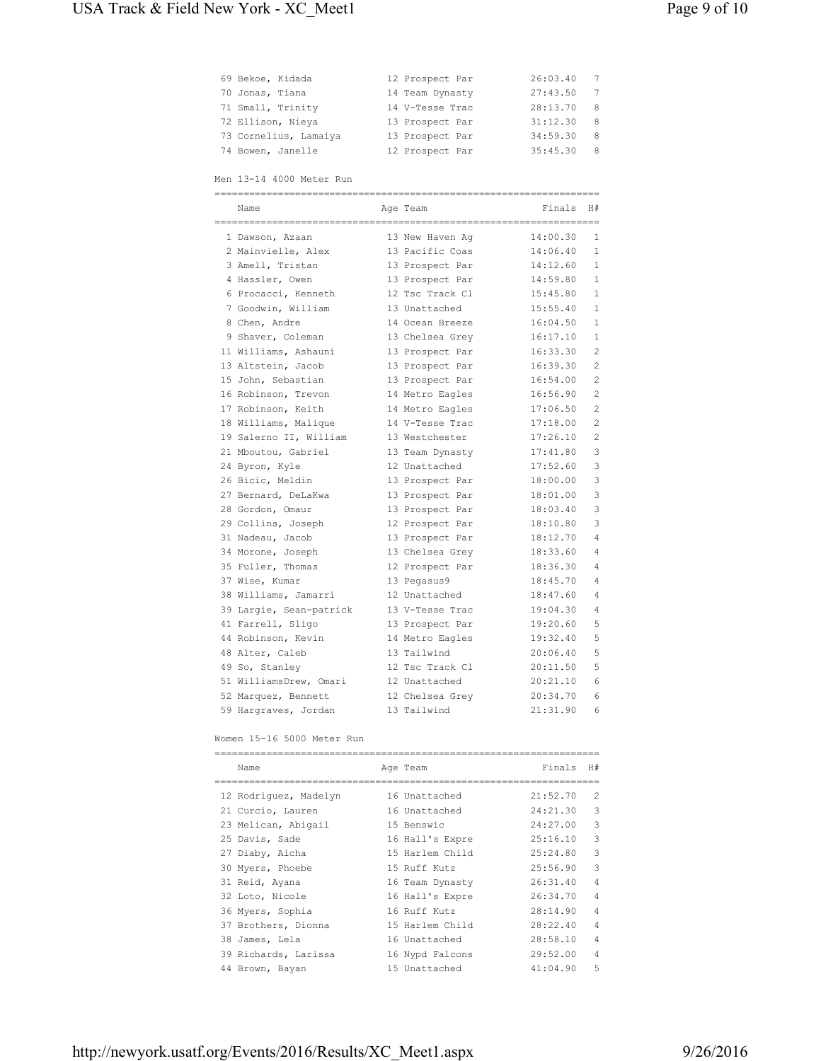| Place | Name | Age | Team | Finals | H# |
|---|---|---|---|---|---|
| 69 | Bekoe, Kidada | 12 | Prospect Par | 26:03.40 | 7 |
| 70 | Jonas, Tiana | 14 | Team Dynasty | 27:43.50 | 7 |
| 71 | Small, Trinity | 14 | V-Tesse Trac | 28:13.70 | 8 |
| 72 | Ellison, Nieya | 13 | Prospect Par | 31:12.30 | 8 |
| 73 | Cornelius, Lamaiya | 13 | Prospect Par | 34:59.30 | 8 |
| 74 | Bowen, Janelle | 12 | Prospect Par | 35:45.30 | 8 |

Men 13-14 4000 Meter Run

| Place | Name | Age | Team | Finals | H# |
|---|---|---|---|---|---|
| 1 | Dawson, Azaan | 13 | New Haven Ag | 14:00.30 | 1 |
| 2 | Mainvielle, Alex | 13 | Pacific Coas | 14:06.40 | 1 |
| 3 | Amell, Tristan | 13 | Prospect Par | 14:12.60 | 1 |
| 4 | Hassler, Owen | 13 | Prospect Par | 14:59.80 | 1 |
| 6 | Procacci, Kenneth | 12 | Tsc Track Cl | 15:45.80 | 1 |
| 7 | Goodwin, William | 13 | Unattached | 15:55.40 | 1 |
| 8 | Chen, Andre | 14 | Ocean Breeze | 16:04.50 | 1 |
| 9 | Shaver, Coleman | 13 | Chelsea Grey | 16:17.10 | 1 |
| 11 | Williams, Ashauni | 13 | Prospect Par | 16:33.30 | 2 |
| 13 | Altstein, Jacob | 13 | Prospect Par | 16:39.30 | 2 |
| 15 | John, Sebastian | 13 | Prospect Par | 16:54.00 | 2 |
| 16 | Robinson, Trevon | 14 | Metro Eagles | 16:56.90 | 2 |
| 17 | Robinson, Keith | 14 | Metro Eagles | 17:06.50 | 2 |
| 18 | Williams, Malique | 14 | V-Tesse Trac | 17:18.00 | 2 |
| 19 | Salerno II, William | 13 | Westchester | 17:26.10 | 2 |
| 21 | Mboutou, Gabriel | 13 | Team Dynasty | 17:41.80 | 3 |
| 24 | Byron, Kyle | 12 | Unattached | 17:52.60 | 3 |
| 26 | Bicic, Meldin | 13 | Prospect Par | 18:00.00 | 3 |
| 27 | Bernard, DeLaKwa | 13 | Prospect Par | 18:01.00 | 3 |
| 28 | Gordon, Omaur | 13 | Prospect Par | 18:03.40 | 3 |
| 29 | Collins, Joseph | 12 | Prospect Par | 18:10.80 | 3 |
| 31 | Nadeau, Jacob | 13 | Prospect Par | 18:12.70 | 4 |
| 34 | Morone, Joseph | 13 | Chelsea Grey | 18:33.60 | 4 |
| 35 | Fuller, Thomas | 12 | Prospect Par | 18:36.30 | 4 |
| 37 | Wise, Kumar | 13 | Pegasus9 | 18:45.70 | 4 |
| 38 | Williams, Jamarri | 12 | Unattached | 18:47.60 | 4 |
| 39 | Largie, Sean-patrick | 13 | V-Tesse Trac | 19:04.30 | 4 |
| 41 | Farrell, Sligo | 13 | Prospect Par | 19:20.60 | 5 |
| 44 | Robinson, Kevin | 14 | Metro Eagles | 19:32.40 | 5 |
| 48 | Alter, Caleb | 13 | Tailwind | 20:06.40 | 5 |
| 49 | So, Stanley | 12 | Tsc Track Cl | 20:11.50 | 5 |
| 51 | WilliamsDrew, Omari | 12 | Unattached | 20:21.10 | 6 |
| 52 | Marquez, Bennett | 12 | Chelsea Grey | 20:34.70 | 6 |
| 59 | Hargraves, Jordan | 13 | Tailwind | 21:31.90 | 6 |

Women 15-16 5000 Meter Run

| Place | Name | Age | Team | Finals | H# |
|---|---|---|---|---|---|
| 12 | Rodriguez, Madelyn | 16 | Unattached | 21:52.70 | 2 |
| 21 | Curcio, Lauren | 16 | Unattached | 24:21.30 | 3 |
| 23 | Melican, Abigail | 15 | Benswic | 24:27.00 | 3 |
| 25 | Davis, Sade | 16 | Hall's Expre | 25:16.10 | 3 |
| 27 | Diaby, Aicha | 15 | Harlem Child | 25:24.80 | 3 |
| 30 | Myers, Phoebe | 15 | Ruff Kutz | 25:56.90 | 3 |
| 31 | Reid, Ayana | 16 | Team Dynasty | 26:31.40 | 4 |
| 32 | Loto, Nicole | 16 | Hall's Expre | 26:34.70 | 4 |
| 36 | Myers, Sophia | 16 | Ruff Kutz | 28:14.90 | 4 |
| 37 | Brothers, Dionna | 15 | Harlem Child | 28:22.40 | 4 |
| 38 | James, Lela | 16 | Unattached | 28:58.10 | 4 |
| 39 | Richards, Larissa | 16 | Nypd Falcons | 29:52.00 | 4 |
| 44 | Brown, Bayan | 15 | Unattached | 41:04.90 | 5 |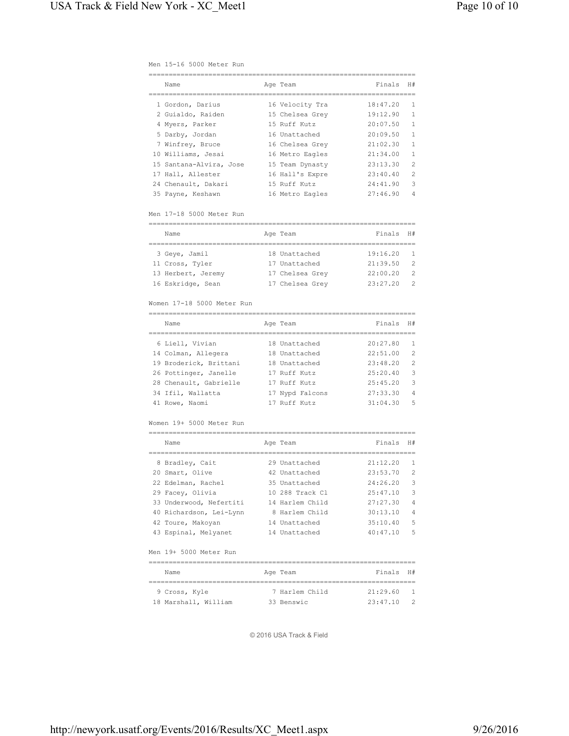## Men 15-16 5000 Meter Run

| | Name | Age | Team | Finals | H# |
|---|---|---|---|---|---|
| 1 | Gordon, Darius | 16 | Velocity Tra | 18:47.20 | 1 |
| 2 | Guialdo, Raiden | 15 | Chelsea Grey | 19:12.90 | 1 |
| 4 | Myers, Parker | 15 | Ruff Kutz | 20:07.50 | 1 |
| 5 | Darby, Jordan | 16 | Unattached | 20:09.50 | 1 |
| 7 | Winfrey, Bruce | 16 | Chelsea Grey | 21:02.30 | 1 |
| 10 | Williams, Jesai | 16 | Metro Eagles | 21:34.00 | 1 |
| 15 | Santana-Alvira, Jose | 15 | Team Dynasty | 23:13.30 | 2 |
| 17 | Hall, Allester | 16 | Hall's Expre | 23:40.40 | 2 |
| 24 | Chenault, Dakari | 15 | Ruff Kutz | 24:41.90 | 3 |
| 35 | Payne, Keshawn | 16 | Metro Eagles | 27:46.90 | 4 |

## Men 17-18 5000 Meter Run

| | Name | Age | Team | Finals | H# |
|---|---|---|---|---|---|
| 3 | Geye, Jamil | 18 | Unattached | 19:16.20 | 1 |
| 11 | Cross, Tyler | 17 | Unattached | 21:39.50 | 2 |
| 13 | Herbert, Jeremy | 17 | Chelsea Grey | 22:00.20 | 2 |
| 16 | Eskridge, Sean | 17 | Chelsea Grey | 23:27.20 | 2 |

## Women 17-18 5000 Meter Run

| | Name | Age | Team | Finals | H# |
|---|---|---|---|---|---|
| 6 | Liell, Vivian | 18 | Unattached | 20:27.80 | 1 |
| 14 | Colman, Allegera | 18 | Unattached | 22:51.00 | 2 |
| 19 | Broderick, Brittani | 18 | Unattached | 23:48.20 | 2 |
| 26 | Pottinger, Janelle | 17 | Ruff Kutz | 25:20.40 | 3 |
| 28 | Chenault, Gabrielle | 17 | Ruff Kutz | 25:45.20 | 3 |
| 34 | Ifil, Wallatta | 17 | Nypd Falcons | 27:33.30 | 4 |
| 41 | Rowe, Naomi | 17 | Ruff Kutz | 31:04.30 | 5 |

## Women 19+ 5000 Meter Run

| | Name | Age | Team | Finals | H# |
|---|---|---|---|---|---|
| 8 | Bradley, Cait | 29 | Unattached | 21:12.20 | 1 |
| 20 | Smart, Olive | 42 | Unattached | 23:53.70 | 2 |
| 22 | Edelman, Rachel | 35 | Unattached | 24:26.20 | 3 |
| 29 | Facey, Olivia | 10 | 288 Track Cl | 25:47.10 | 3 |
| 33 | Underwood, Nefertiti | 14 | Harlem Child | 27:27.30 | 4 |
| 40 | Richardson, Lei-Lynn | 8 | Harlem Child | 30:13.10 | 4 |
| 42 | Toure, Makoyan | 14 | Unattached | 35:10.40 | 5 |
| 43 | Espinal, Melyanet | 14 | Unattached | 40:47.10 | 5 |

## Men 19+ 5000 Meter Run

| | Name | Age | Team | Finals | H# |
|---|---|---|---|---|---|
| 9 | Cross, Kyle | 7 | Harlem Child | 21:29.60 | 1 |
| 18 | Marshall, William | 33 | Benswic | 23:47.10 | 2 |

© 2016 USA Track & Field